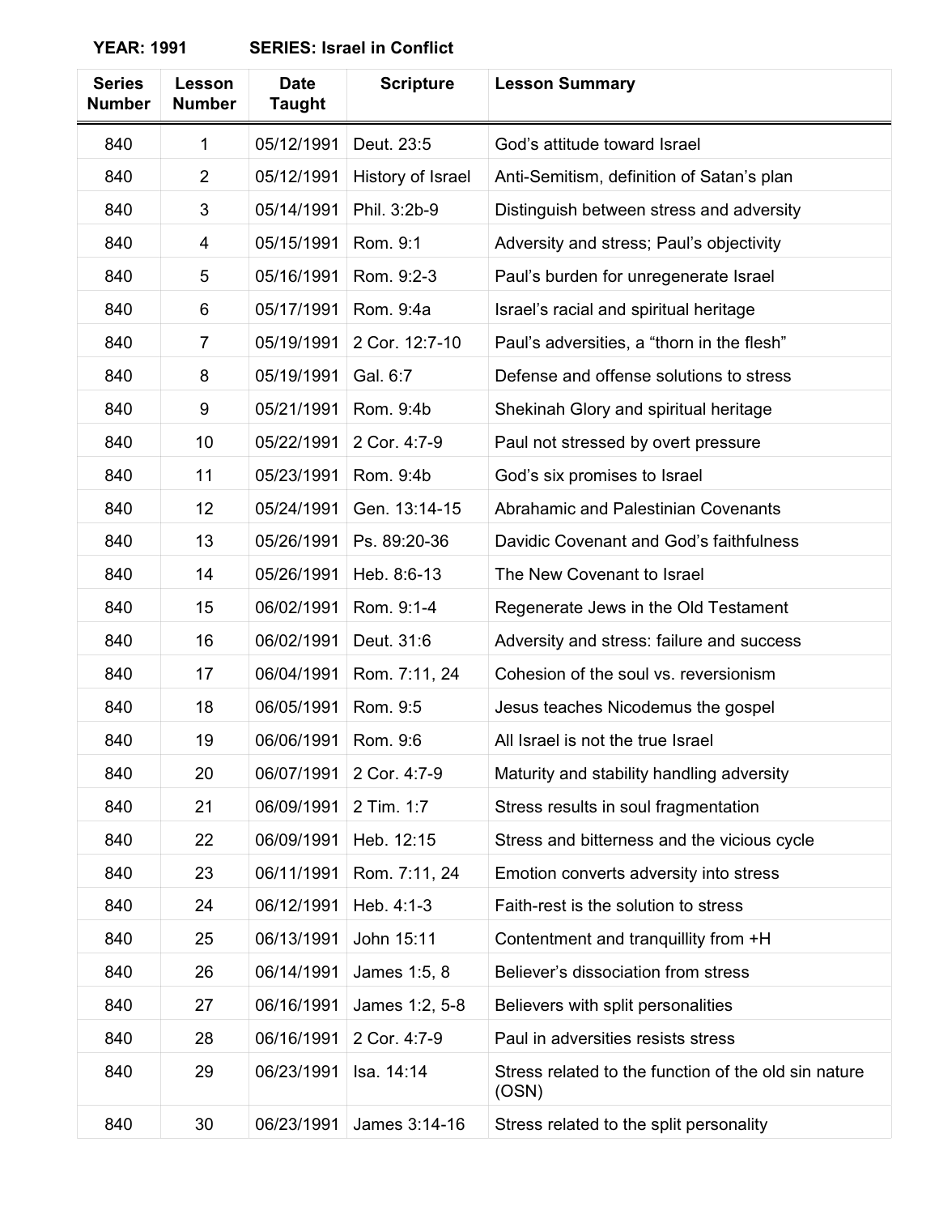**YEAR: 1991  SERIES: Israel in Conflict**

| Series Number | Lesson Number | Date Taught | Scripture | Lesson Summary |
|---|---|---|---|---|
| 840 | 1 | 05/12/1991 | Deut. 23:5 | God's attitude toward Israel |
| 840 | 2 | 05/12/1991 | History of Israel | Anti-Semitism, definition of Satan's plan |
| 840 | 3 | 05/14/1991 | Phil. 3:2b-9 | Distinguish between stress and adversity |
| 840 | 4 | 05/15/1991 | Rom. 9:1 | Adversity and stress; Paul's objectivity |
| 840 | 5 | 05/16/1991 | Rom. 9:2-3 | Paul's burden for unregenerate Israel |
| 840 | 6 | 05/17/1991 | Rom. 9:4a | Israel's racial and spiritual heritage |
| 840 | 7 | 05/19/1991 | 2 Cor. 12:7-10 | Paul's adversities, a "thorn in the flesh" |
| 840 | 8 | 05/19/1991 | Gal. 6:7 | Defense and offense solutions to stress |
| 840 | 9 | 05/21/1991 | Rom. 9:4b | Shekinah Glory and spiritual heritage |
| 840 | 10 | 05/22/1991 | 2 Cor. 4:7-9 | Paul not stressed by overt pressure |
| 840 | 11 | 05/23/1991 | Rom. 9:4b | God's six promises to Israel |
| 840 | 12 | 05/24/1991 | Gen. 13:14-15 | Abrahamic and Palestinian Covenants |
| 840 | 13 | 05/26/1991 | Ps. 89:20-36 | Davidic Covenant and God's faithfulness |
| 840 | 14 | 05/26/1991 | Heb. 8:6-13 | The New Covenant to Israel |
| 840 | 15 | 06/02/1991 | Rom. 9:1-4 | Regenerate Jews in the Old Testament |
| 840 | 16 | 06/02/1991 | Deut. 31:6 | Adversity and stress: failure and success |
| 840 | 17 | 06/04/1991 | Rom. 7:11, 24 | Cohesion of the soul vs. reversionism |
| 840 | 18 | 06/05/1991 | Rom. 9:5 | Jesus teaches Nicodemus the gospel |
| 840 | 19 | 06/06/1991 | Rom. 9:6 | All Israel is not the true Israel |
| 840 | 20 | 06/07/1991 | 2 Cor. 4:7-9 | Maturity and stability handling adversity |
| 840 | 21 | 06/09/1991 | 2 Tim. 1:7 | Stress results in soul fragmentation |
| 840 | 22 | 06/09/1991 | Heb. 12:15 | Stress and bitterness and the vicious cycle |
| 840 | 23 | 06/11/1991 | Rom. 7:11, 24 | Emotion converts adversity into stress |
| 840 | 24 | 06/12/1991 | Heb. 4:1-3 | Faith-rest is the solution to stress |
| 840 | 25 | 06/13/1991 | John 15:11 | Contentment and tranquillity from +H |
| 840 | 26 | 06/14/1991 | James 1:5, 8 | Believer's dissociation from stress |
| 840 | 27 | 06/16/1991 | James 1:2, 5-8 | Believers with split personalities |
| 840 | 28 | 06/16/1991 | 2 Cor. 4:7-9 | Paul in adversities resists stress |
| 840 | 29 | 06/23/1991 | Isa. 14:14 | Stress related to the function of the old sin nature (OSN) |
| 840 | 30 | 06/23/1991 | James 3:14-16 | Stress related to the split personality |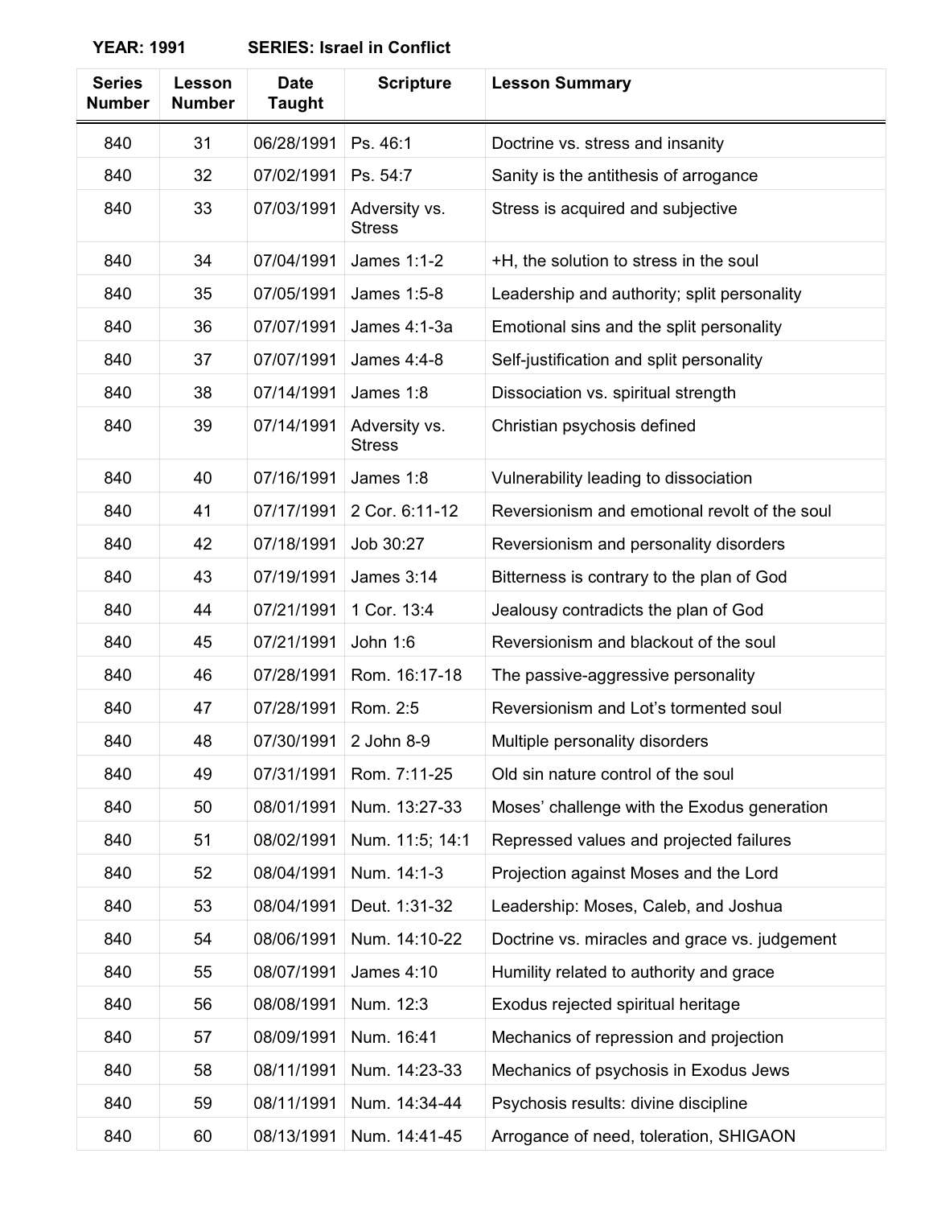**YEAR: 1991 SERIES: Israel in Conflict**

| Series Number | Lesson Number | Date Taught | Scripture | Lesson Summary |
|---|---|---|---|---|
| 840 | 31 | 06/28/1991 | Ps. 46:1 | Doctrine vs. stress and insanity |
| 840 | 32 | 07/02/1991 | Ps. 54:7 | Sanity is the antithesis of arrogance |
| 840 | 33 | 07/03/1991 | Adversity vs. Stress | Stress is acquired and subjective |
| 840 | 34 | 07/04/1991 | James 1:1-2 | +H, the solution to stress in the soul |
| 840 | 35 | 07/05/1991 | James 1:5-8 | Leadership and authority; split personality |
| 840 | 36 | 07/07/1991 | James 4:1-3a | Emotional sins and the split personality |
| 840 | 37 | 07/07/1991 | James 4:4-8 | Self-justification and split personality |
| 840 | 38 | 07/14/1991 | James 1:8 | Dissociation vs. spiritual strength |
| 840 | 39 | 07/14/1991 | Adversity vs. Stress | Christian psychosis defined |
| 840 | 40 | 07/16/1991 | James 1:8 | Vulnerability leading to dissociation |
| 840 | 41 | 07/17/1991 | 2 Cor. 6:11-12 | Reversionism and emotional revolt of the soul |
| 840 | 42 | 07/18/1991 | Job 30:27 | Reversionism and personality disorders |
| 840 | 43 | 07/19/1991 | James 3:14 | Bitterness is contrary to the plan of God |
| 840 | 44 | 07/21/1991 | 1 Cor. 13:4 | Jealousy contradicts the plan of God |
| 840 | 45 | 07/21/1991 | John 1:6 | Reversionism and blackout of the soul |
| 840 | 46 | 07/28/1991 | Rom. 16:17-18 | The passive-aggressive personality |
| 840 | 47 | 07/28/1991 | Rom. 2:5 | Reversionism and Lot's tormented soul |
| 840 | 48 | 07/30/1991 | 2 John 8-9 | Multiple personality disorders |
| 840 | 49 | 07/31/1991 | Rom. 7:11-25 | Old sin nature control of the soul |
| 840 | 50 | 08/01/1991 | Num. 13:27-33 | Moses' challenge with the Exodus generation |
| 840 | 51 | 08/02/1991 | Num. 11:5; 14:1 | Repressed values and projected failures |
| 840 | 52 | 08/04/1991 | Num. 14:1-3 | Projection against Moses and the Lord |
| 840 | 53 | 08/04/1991 | Deut. 1:31-32 | Leadership: Moses, Caleb, and Joshua |
| 840 | 54 | 08/06/1991 | Num. 14:10-22 | Doctrine vs. miracles and grace vs. judgement |
| 840 | 55 | 08/07/1991 | James 4:10 | Humility related to authority and grace |
| 840 | 56 | 08/08/1991 | Num. 12:3 | Exodus rejected spiritual heritage |
| 840 | 57 | 08/09/1991 | Num. 16:41 | Mechanics of repression and projection |
| 840 | 58 | 08/11/1991 | Num. 14:23-33 | Mechanics of psychosis in Exodus Jews |
| 840 | 59 | 08/11/1991 | Num. 14:34-44 | Psychosis results: divine discipline |
| 840 | 60 | 08/13/1991 | Num. 14:41-45 | Arrogance of need, toleration, SHIGAON |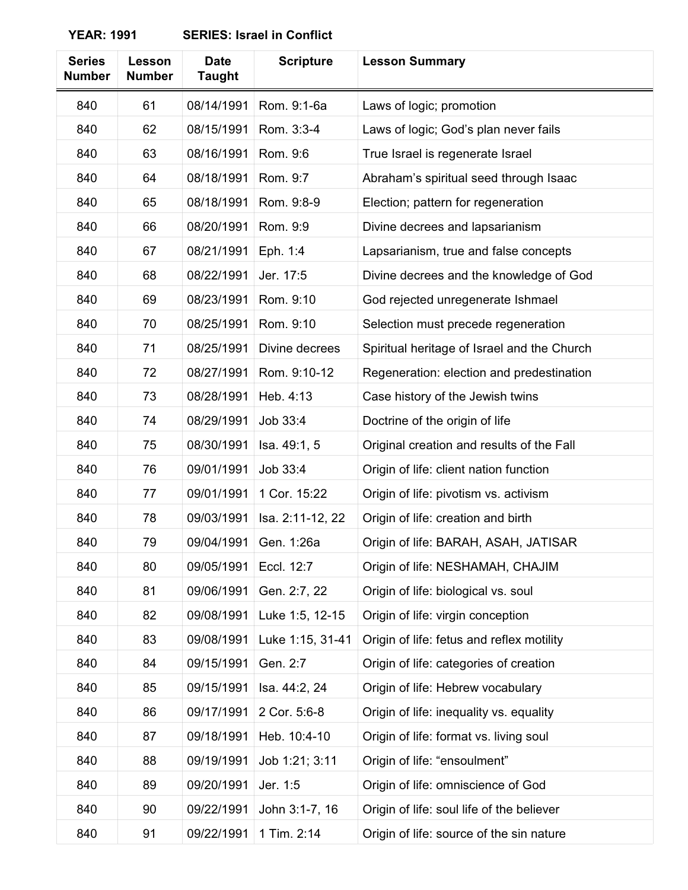**YEAR: 1991 SERIES: Israel in Conflict**

| Series Number | Lesson Number | Date Taught | Scripture | Lesson Summary |
|---|---|---|---|---|
| 840 | 61 | 08/14/1991 | Rom. 9:1-6a | Laws of logic; promotion |
| 840 | 62 | 08/15/1991 | Rom. 3:3-4 | Laws of logic; God's plan never fails |
| 840 | 63 | 08/16/1991 | Rom. 9:6 | True Israel is regenerate Israel |
| 840 | 64 | 08/18/1991 | Rom. 9:7 | Abraham's spiritual seed through Isaac |
| 840 | 65 | 08/18/1991 | Rom. 9:8-9 | Election; pattern for regeneration |
| 840 | 66 | 08/20/1991 | Rom. 9:9 | Divine decrees and lapsarianism |
| 840 | 67 | 08/21/1991 | Eph. 1:4 | Lapsarianism, true and false concepts |
| 840 | 68 | 08/22/1991 | Jer. 17:5 | Divine decrees and the knowledge of God |
| 840 | 69 | 08/23/1991 | Rom. 9:10 | God rejected unregenerate Ishmael |
| 840 | 70 | 08/25/1991 | Rom. 9:10 | Selection must precede regeneration |
| 840 | 71 | 08/25/1991 | Divine decrees | Spiritual heritage of Israel and the Church |
| 840 | 72 | 08/27/1991 | Rom. 9:10-12 | Regeneration: election and predestination |
| 840 | 73 | 08/28/1991 | Heb. 4:13 | Case history of the Jewish twins |
| 840 | 74 | 08/29/1991 | Job 33:4 | Doctrine of the origin of life |
| 840 | 75 | 08/30/1991 | Isa. 49:1, 5 | Original creation and results of the Fall |
| 840 | 76 | 09/01/1991 | Job 33:4 | Origin of life: client nation function |
| 840 | 77 | 09/01/1991 | 1 Cor. 15:22 | Origin of life: pivotism vs. activism |
| 840 | 78 | 09/03/1991 | Isa. 2:11-12, 22 | Origin of life: creation and birth |
| 840 | 79 | 09/04/1991 | Gen. 1:26a | Origin of life: BARAH, ASAH, JATISAR |
| 840 | 80 | 09/05/1991 | Eccl. 12:7 | Origin of life: NESHAMAH, CHAJIM |
| 840 | 81 | 09/06/1991 | Gen. 2:7, 22 | Origin of life: biological vs. soul |
| 840 | 82 | 09/08/1991 | Luke 1:5, 12-15 | Origin of life: virgin conception |
| 840 | 83 | 09/08/1991 | Luke 1:15, 31-41 | Origin of life: fetus and reflex motility |
| 840 | 84 | 09/15/1991 | Gen. 2:7 | Origin of life: categories of creation |
| 840 | 85 | 09/15/1991 | Isa. 44:2, 24 | Origin of life: Hebrew vocabulary |
| 840 | 86 | 09/17/1991 | 2 Cor. 5:6-8 | Origin of life: inequality vs. equality |
| 840 | 87 | 09/18/1991 | Heb. 10:4-10 | Origin of life: format vs. living soul |
| 840 | 88 | 09/19/1991 | Job 1:21; 3:11 | Origin of life: "ensoulment" |
| 840 | 89 | 09/20/1991 | Jer. 1:5 | Origin of life: omniscience of God |
| 840 | 90 | 09/22/1991 | John 3:1-7, 16 | Origin of life: soul life of the believer |
| 840 | 91 | 09/22/1991 | 1 Tim. 2:14 | Origin of life: source of the sin nature |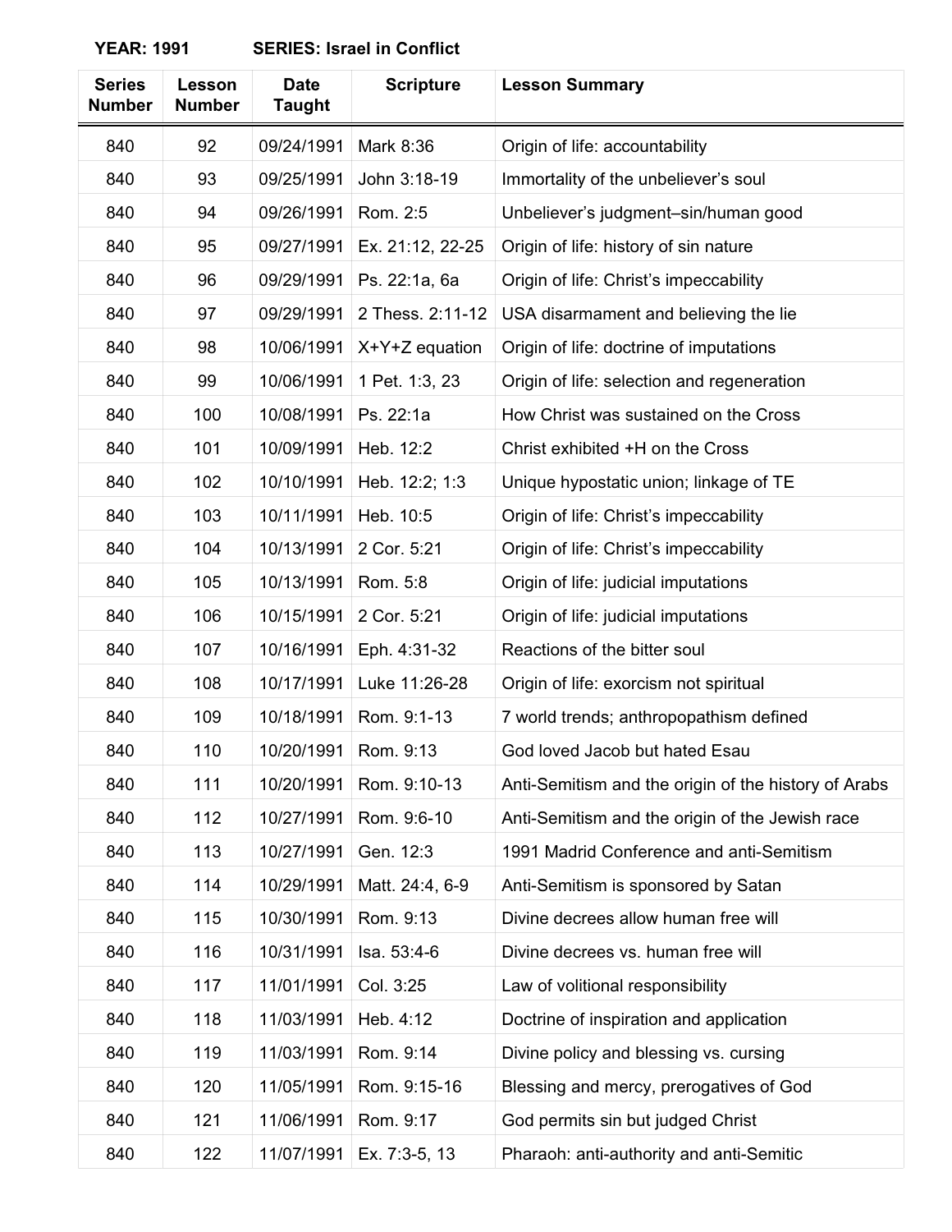**YEAR: 1991 SERIES: Israel in Conflict**

| Series Number | Lesson Number | Date Taught | Scripture | Lesson Summary |
|---|---|---|---|---|
| 840 | 92 | 09/24/1991 | Mark 8:36 | Origin of life: accountability |
| 840 | 93 | 09/25/1991 | John 3:18-19 | Immortality of the unbeliever's soul |
| 840 | 94 | 09/26/1991 | Rom. 2:5 | Unbeliever's judgment–sin/human good |
| 840 | 95 | 09/27/1991 | Ex. 21:12, 22-25 | Origin of life: history of sin nature |
| 840 | 96 | 09/29/1991 | Ps. 22:1a, 6a | Origin of life: Christ's impeccability |
| 840 | 97 | 09/29/1991 | 2 Thess. 2:11-12 | USA disarmament and believing the lie |
| 840 | 98 | 10/06/1991 | X+Y+Z equation | Origin of life: doctrine of imputations |
| 840 | 99 | 10/06/1991 | 1 Pet. 1:3, 23 | Origin of life: selection and regeneration |
| 840 | 100 | 10/08/1991 | Ps. 22:1a | How Christ was sustained on the Cross |
| 840 | 101 | 10/09/1991 | Heb. 12:2 | Christ exhibited +H on the Cross |
| 840 | 102 | 10/10/1991 | Heb. 12:2; 1:3 | Unique hypostatic union; linkage of TE |
| 840 | 103 | 10/11/1991 | Heb. 10:5 | Origin of life: Christ's impeccability |
| 840 | 104 | 10/13/1991 | 2 Cor. 5:21 | Origin of life: Christ's impeccability |
| 840 | 105 | 10/13/1991 | Rom. 5:8 | Origin of life: judicial imputations |
| 840 | 106 | 10/15/1991 | 2 Cor. 5:21 | Origin of life: judicial imputations |
| 840 | 107 | 10/16/1991 | Eph. 4:31-32 | Reactions of the bitter soul |
| 840 | 108 | 10/17/1991 | Luke 11:26-28 | Origin of life: exorcism not spiritual |
| 840 | 109 | 10/18/1991 | Rom. 9:1-13 | 7 world trends; anthropopathism defined |
| 840 | 110 | 10/20/1991 | Rom. 9:13 | God loved Jacob but hated Esau |
| 840 | 111 | 10/20/1991 | Rom. 9:10-13 | Anti-Semitism and the origin of the history of Arabs |
| 840 | 112 | 10/27/1991 | Rom. 9:6-10 | Anti-Semitism and the origin of the Jewish race |
| 840 | 113 | 10/27/1991 | Gen. 12:3 | 1991 Madrid Conference and anti-Semitism |
| 840 | 114 | 10/29/1991 | Matt. 24:4, 6-9 | Anti-Semitism is sponsored by Satan |
| 840 | 115 | 10/30/1991 | Rom. 9:13 | Divine decrees allow human free will |
| 840 | 116 | 10/31/1991 | Isa. 53:4-6 | Divine decrees vs. human free will |
| 840 | 117 | 11/01/1991 | Col. 3:25 | Law of volitional responsibility |
| 840 | 118 | 11/03/1991 | Heb. 4:12 | Doctrine of inspiration and application |
| 840 | 119 | 11/03/1991 | Rom. 9:14 | Divine policy and blessing vs. cursing |
| 840 | 120 | 11/05/1991 | Rom. 9:15-16 | Blessing and mercy, prerogatives of God |
| 840 | 121 | 11/06/1991 | Rom. 9:17 | God permits sin but judged Christ |
| 840 | 122 | 11/07/1991 | Ex. 7:3-5, 13 | Pharaoh: anti-authority and anti-Semitic |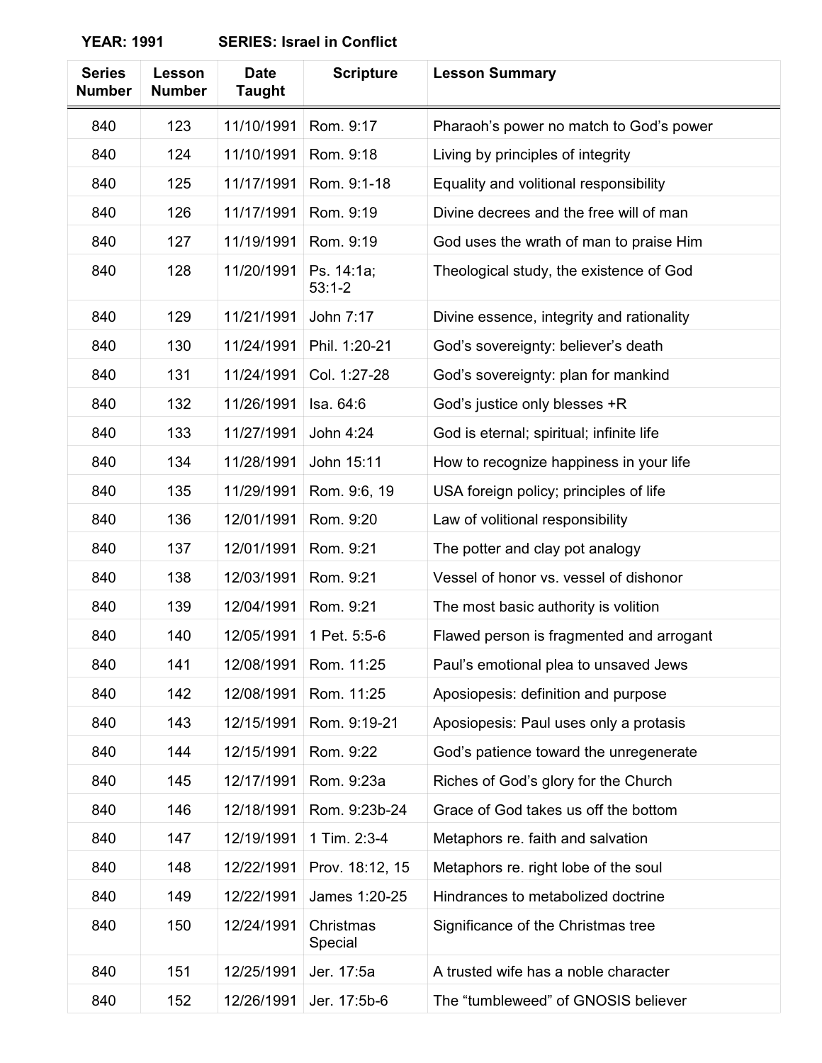**YEAR: 1991 SERIES: Israel in Conflict**

| Series Number | Lesson Number | Date Taught | Scripture | Lesson Summary |
|---|---|---|---|---|
| 840 | 123 | 11/10/1991 | Rom. 9:17 | Pharaoh's power no match to God's power |
| 840 | 124 | 11/10/1991 | Rom. 9:18 | Living by principles of integrity |
| 840 | 125 | 11/17/1991 | Rom. 9:1-18 | Equality and volitional responsibility |
| 840 | 126 | 11/17/1991 | Rom. 9:19 | Divine decrees and the free will of man |
| 840 | 127 | 11/19/1991 | Rom. 9:19 | God uses the wrath of man to praise Him |
| 840 | 128 | 11/20/1991 | Ps. 14:1a; 53:1-2 | Theological study, the existence of God |
| 840 | 129 | 11/21/1991 | John 7:17 | Divine essence, integrity and rationality |
| 840 | 130 | 11/24/1991 | Phil. 1:20-21 | God's sovereignty: believer's death |
| 840 | 131 | 11/24/1991 | Col. 1:27-28 | God's sovereignty: plan for mankind |
| 840 | 132 | 11/26/1991 | Isa. 64:6 | God's justice only blesses +R |
| 840 | 133 | 11/27/1991 | John 4:24 | God is eternal; spiritual; infinite life |
| 840 | 134 | 11/28/1991 | John 15:11 | How to recognize happiness in your life |
| 840 | 135 | 11/29/1991 | Rom. 9:6, 19 | USA foreign policy; principles of life |
| 840 | 136 | 12/01/1991 | Rom. 9:20 | Law of volitional responsibility |
| 840 | 137 | 12/01/1991 | Rom. 9:21 | The potter and clay pot analogy |
| 840 | 138 | 12/03/1991 | Rom. 9:21 | Vessel of honor vs. vessel of dishonor |
| 840 | 139 | 12/04/1991 | Rom. 9:21 | The most basic authority is volition |
| 840 | 140 | 12/05/1991 | 1 Pet. 5:5-6 | Flawed person is fragmented and arrogant |
| 840 | 141 | 12/08/1991 | Rom. 11:25 | Paul's emotional plea to unsaved Jews |
| 840 | 142 | 12/08/1991 | Rom. 11:25 | Aposiopesis: definition and purpose |
| 840 | 143 | 12/15/1991 | Rom. 9:19-21 | Aposiopesis: Paul uses only a protasis |
| 840 | 144 | 12/15/1991 | Rom. 9:22 | God's patience toward the unregenerate |
| 840 | 145 | 12/17/1991 | Rom. 9:23a | Riches of God's glory for the Church |
| 840 | 146 | 12/18/1991 | Rom. 9:23b-24 | Grace of God takes us off the bottom |
| 840 | 147 | 12/19/1991 | 1 Tim. 2:3-4 | Metaphors re. faith and salvation |
| 840 | 148 | 12/22/1991 | Prov. 18:12, 15 | Metaphors re. right lobe of the soul |
| 840 | 149 | 12/22/1991 | James 1:20-25 | Hindrances to metabolized doctrine |
| 840 | 150 | 12/24/1991 | Christmas Special | Significance of the Christmas tree |
| 840 | 151 | 12/25/1991 | Jer. 17:5a | A trusted wife has a noble character |
| 840 | 152 | 12/26/1991 | Jer. 17:5b-6 | The "tumbleweed" of GNOSIS believer |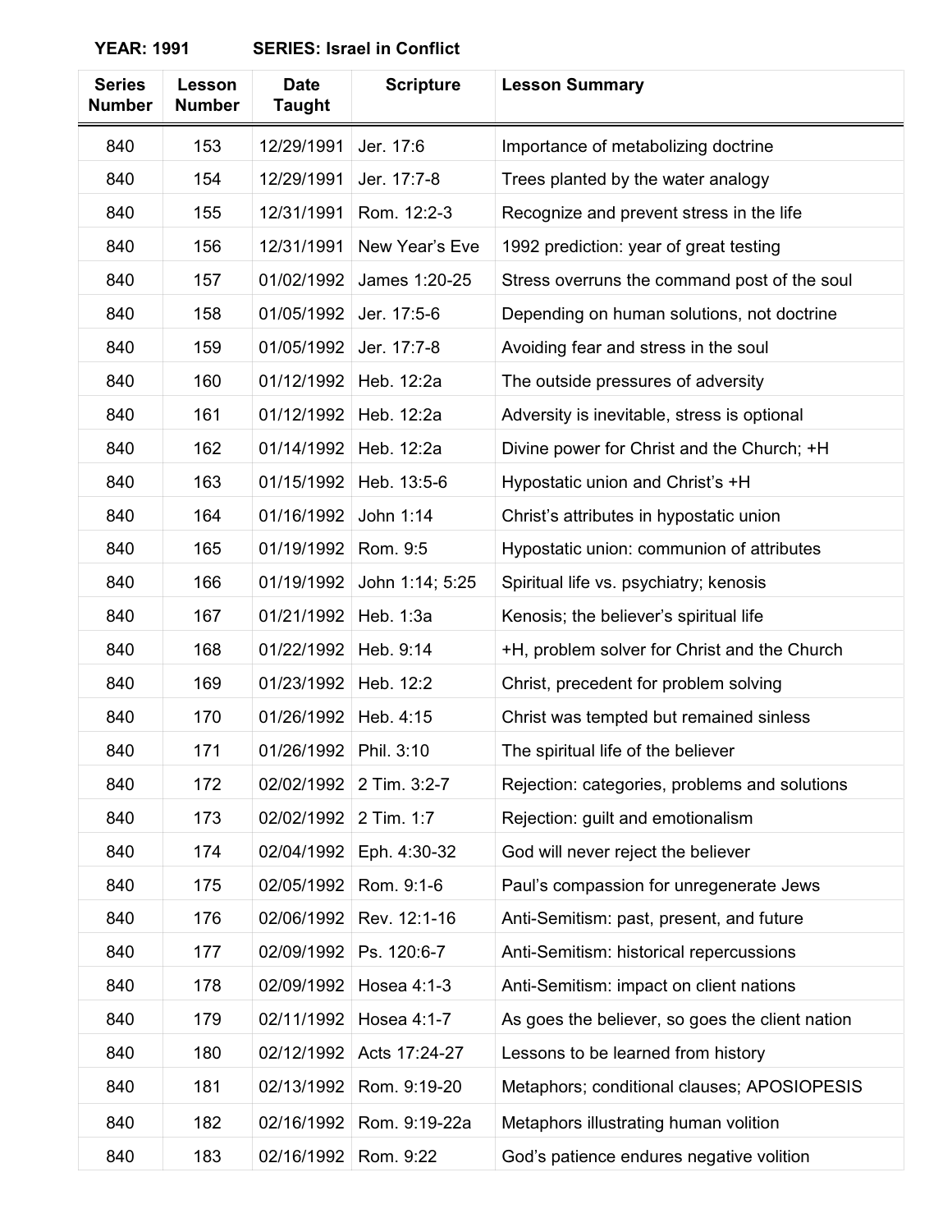**YEAR: 1991** **SERIES: Israel in Conflict**

| Series Number | Lesson Number | Date Taught | Scripture | Lesson Summary |
|---|---|---|---|---|
| 840 | 153 | 12/29/1991 | Jer. 17:6 | Importance of metabolizing doctrine |
| 840 | 154 | 12/29/1991 | Jer. 17:7-8 | Trees planted by the water analogy |
| 840 | 155 | 12/31/1991 | Rom. 12:2-3 | Recognize and prevent stress in the life |
| 840 | 156 | 12/31/1991 | New Year's Eve | 1992 prediction: year of great testing |
| 840 | 157 | 01/02/1992 | James 1:20-25 | Stress overruns the command post of the soul |
| 840 | 158 | 01/05/1992 | Jer. 17:5-6 | Depending on human solutions, not doctrine |
| 840 | 159 | 01/05/1992 | Jer. 17:7-8 | Avoiding fear and stress in the soul |
| 840 | 160 | 01/12/1992 | Heb. 12:2a | The outside pressures of adversity |
| 840 | 161 | 01/12/1992 | Heb. 12:2a | Adversity is inevitable, stress is optional |
| 840 | 162 | 01/14/1992 | Heb. 12:2a | Divine power for Christ and the Church; +H |
| 840 | 163 | 01/15/1992 | Heb. 13:5-6 | Hypostatic union and Christ's +H |
| 840 | 164 | 01/16/1992 | John 1:14 | Christ's attributes in hypostatic union |
| 840 | 165 | 01/19/1992 | Rom. 9:5 | Hypostatic union: communion of attributes |
| 840 | 166 | 01/19/1992 | John 1:14; 5:25 | Spiritual life vs. psychiatry; kenosis |
| 840 | 167 | 01/21/1992 | Heb. 1:3a | Kenosis; the believer's spiritual life |
| 840 | 168 | 01/22/1992 | Heb. 9:14 | +H, problem solver for Christ and the Church |
| 840 | 169 | 01/23/1992 | Heb. 12:2 | Christ, precedent for problem solving |
| 840 | 170 | 01/26/1992 | Heb. 4:15 | Christ was tempted but remained sinless |
| 840 | 171 | 01/26/1992 | Phil. 3:10 | The spiritual life of the believer |
| 840 | 172 | 02/02/1992 | 2 Tim. 3:2-7 | Rejection: categories, problems and solutions |
| 840 | 173 | 02/02/1992 | 2 Tim. 1:7 | Rejection: guilt and emotionalism |
| 840 | 174 | 02/04/1992 | Eph. 4:30-32 | God will never reject the believer |
| 840 | 175 | 02/05/1992 | Rom. 9:1-6 | Paul's compassion for unregenerate Jews |
| 840 | 176 | 02/06/1992 | Rev. 12:1-16 | Anti-Semitism: past, present, and future |
| 840 | 177 | 02/09/1992 | Ps. 120:6-7 | Anti-Semitism: historical repercussions |
| 840 | 178 | 02/09/1992 | Hosea 4:1-3 | Anti-Semitism: impact on client nations |
| 840 | 179 | 02/11/1992 | Hosea 4:1-7 | As goes the believer, so goes the client nation |
| 840 | 180 | 02/12/1992 | Acts 17:24-27 | Lessons to be learned from history |
| 840 | 181 | 02/13/1992 | Rom. 9:19-20 | Metaphors; conditional clauses; APOSIOPESIS |
| 840 | 182 | 02/16/1992 | Rom. 9:19-22a | Metaphors illustrating human volition |
| 840 | 183 | 02/16/1992 | Rom. 9:22 | God's patience endures negative volition |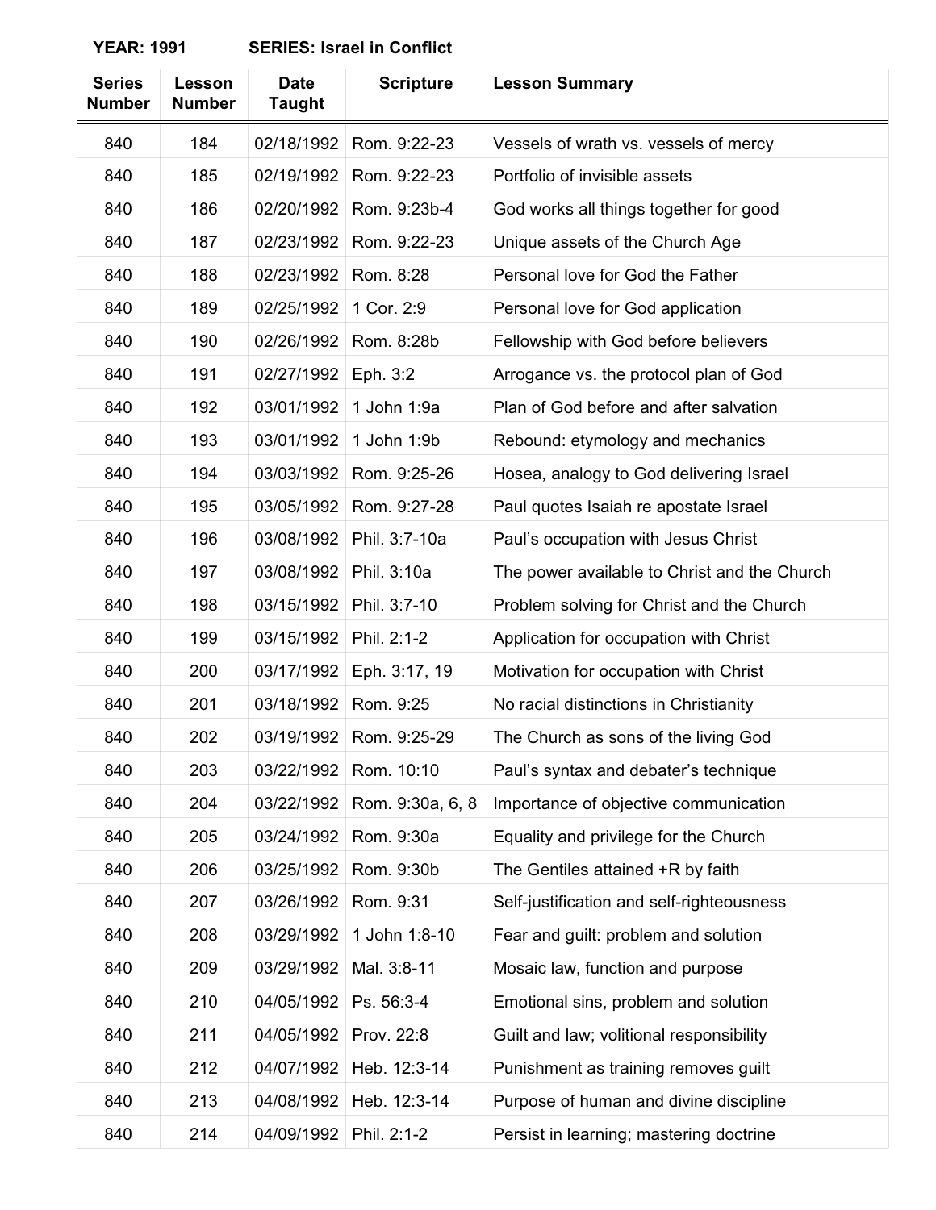**YEAR: 1991** **SERIES: Israel in Conflict**

| Series Number | Lesson Number | Date Taught | Scripture | Lesson Summary |
|---|---|---|---|---|
| 840 | 184 | 02/18/1992 | Rom. 9:22-23 | Vessels of wrath vs. vessels of mercy |
| 840 | 185 | 02/19/1992 | Rom. 9:22-23 | Portfolio of invisible assets |
| 840 | 186 | 02/20/1992 | Rom. 9:23b-4 | God works all things together for good |
| 840 | 187 | 02/23/1992 | Rom. 9:22-23 | Unique assets of the Church Age |
| 840 | 188 | 02/23/1992 | Rom. 8:28 | Personal love for God the Father |
| 840 | 189 | 02/25/1992 | 1 Cor. 2:9 | Personal love for God application |
| 840 | 190 | 02/26/1992 | Rom. 8:28b | Fellowship with God before believers |
| 840 | 191 | 02/27/1992 | Eph. 3:2 | Arrogance vs. the protocol plan of God |
| 840 | 192 | 03/01/1992 | 1 John 1:9a | Plan of God before and after salvation |
| 840 | 193 | 03/01/1992 | 1 John 1:9b | Rebound: etymology and mechanics |
| 840 | 194 | 03/03/1992 | Rom. 9:25-26 | Hosea, analogy to God delivering Israel |
| 840 | 195 | 03/05/1992 | Rom. 9:27-28 | Paul quotes Isaiah re apostate Israel |
| 840 | 196 | 03/08/1992 | Phil. 3:7-10a | Paul's occupation with Jesus Christ |
| 840 | 197 | 03/08/1992 | Phil. 3:10a | The power available to Christ and the Church |
| 840 | 198 | 03/15/1992 | Phil. 3:7-10 | Problem solving for Christ and the Church |
| 840 | 199 | 03/15/1992 | Phil. 2:1-2 | Application for occupation with Christ |
| 840 | 200 | 03/17/1992 | Eph. 3:17, 19 | Motivation for occupation with Christ |
| 840 | 201 | 03/18/1992 | Rom. 9:25 | No racial distinctions in Christianity |
| 840 | 202 | 03/19/1992 | Rom. 9:25-29 | The Church as sons of the living God |
| 840 | 203 | 03/22/1992 | Rom. 10:10 | Paul's syntax and debater's technique |
| 840 | 204 | 03/22/1992 | Rom. 9:30a, 6, 8 | Importance of objective communication |
| 840 | 205 | 03/24/1992 | Rom. 9:30a | Equality and privilege for the Church |
| 840 | 206 | 03/25/1992 | Rom. 9:30b | The Gentiles attained +R by faith |
| 840 | 207 | 03/26/1992 | Rom. 9:31 | Self-justification and self-righteousness |
| 840 | 208 | 03/29/1992 | 1 John 1:8-10 | Fear and guilt: problem and solution |
| 840 | 209 | 03/29/1992 | Mal. 3:8-11 | Mosaic law, function and purpose |
| 840 | 210 | 04/05/1992 | Ps. 56:3-4 | Emotional sins, problem and solution |
| 840 | 211 | 04/05/1992 | Prov. 22:8 | Guilt and law; volitional responsibility |
| 840 | 212 | 04/07/1992 | Heb. 12:3-14 | Punishment as training removes guilt |
| 840 | 213 | 04/08/1992 | Heb. 12:3-14 | Purpose of human and divine discipline |
| 840 | 214 | 04/09/1992 | Phil. 2:1-2 | Persist in learning; mastering doctrine |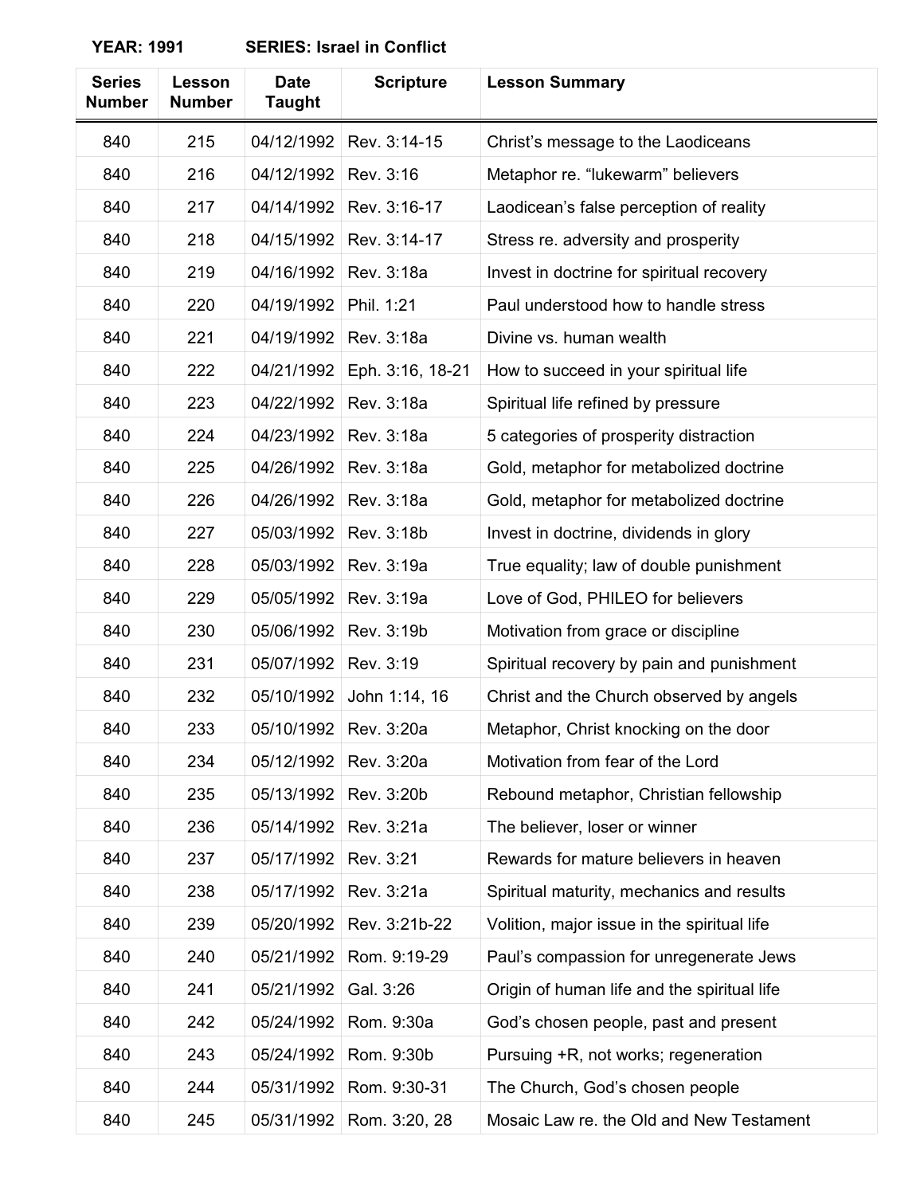**YEAR: 1991 SERIES: Israel in Conflict**

| Series Number | Lesson Number | Date Taught | Scripture | Lesson Summary |
|---|---|---|---|---|
| 840 | 215 | 04/12/1992 | Rev. 3:14-15 | Christ's message to the Laodiceans |
| 840 | 216 | 04/12/1992 | Rev. 3:16 | Metaphor re. "lukewarm" believers |
| 840 | 217 | 04/14/1992 | Rev. 3:16-17 | Laodicean's false perception of reality |
| 840 | 218 | 04/15/1992 | Rev. 3:14-17 | Stress re. adversity and prosperity |
| 840 | 219 | 04/16/1992 | Rev. 3:18a | Invest in doctrine for spiritual recovery |
| 840 | 220 | 04/19/1992 | Phil. 1:21 | Paul understood how to handle stress |
| 840 | 221 | 04/19/1992 | Rev. 3:18a | Divine vs. human wealth |
| 840 | 222 | 04/21/1992 | Eph. 3:16, 18-21 | How to succeed in your spiritual life |
| 840 | 223 | 04/22/1992 | Rev. 3:18a | Spiritual life refined by pressure |
| 840 | 224 | 04/23/1992 | Rev. 3:18a | 5 categories of prosperity distraction |
| 840 | 225 | 04/26/1992 | Rev. 3:18a | Gold, metaphor for metabolized doctrine |
| 840 | 226 | 04/26/1992 | Rev. 3:18a | Gold, metaphor for metabolized doctrine |
| 840 | 227 | 05/03/1992 | Rev. 3:18b | Invest in doctrine, dividends in glory |
| 840 | 228 | 05/03/1992 | Rev. 3:19a | True equality; law of double punishment |
| 840 | 229 | 05/05/1992 | Rev. 3:19a | Love of God, PHILEO for believers |
| 840 | 230 | 05/06/1992 | Rev. 3:19b | Motivation from grace or discipline |
| 840 | 231 | 05/07/1992 | Rev. 3:19 | Spiritual recovery by pain and punishment |
| 840 | 232 | 05/10/1992 | John 1:14, 16 | Christ and the Church observed by angels |
| 840 | 233 | 05/10/1992 | Rev. 3:20a | Metaphor, Christ knocking on the door |
| 840 | 234 | 05/12/1992 | Rev. 3:20a | Motivation from fear of the Lord |
| 840 | 235 | 05/13/1992 | Rev. 3:20b | Rebound metaphor, Christian fellowship |
| 840 | 236 | 05/14/1992 | Rev. 3:21a | The believer, loser or winner |
| 840 | 237 | 05/17/1992 | Rev. 3:21 | Rewards for mature believers in heaven |
| 840 | 238 | 05/17/1992 | Rev. 3:21a | Spiritual maturity, mechanics and results |
| 840 | 239 | 05/20/1992 | Rev. 3:21b-22 | Volition, major issue in the spiritual life |
| 840 | 240 | 05/21/1992 | Rom. 9:19-29 | Paul's compassion for unregenerate Jews |
| 840 | 241 | 05/21/1992 | Gal. 3:26 | Origin of human life and the spiritual life |
| 840 | 242 | 05/24/1992 | Rom. 9:30a | God's chosen people, past and present |
| 840 | 243 | 05/24/1992 | Rom. 9:30b | Pursuing +R, not works; regeneration |
| 840 | 244 | 05/31/1992 | Rom. 9:30-31 | The Church, God's chosen people |
| 840 | 245 | 05/31/1992 | Rom. 3:20, 28 | Mosaic Law re. the Old and New Testament |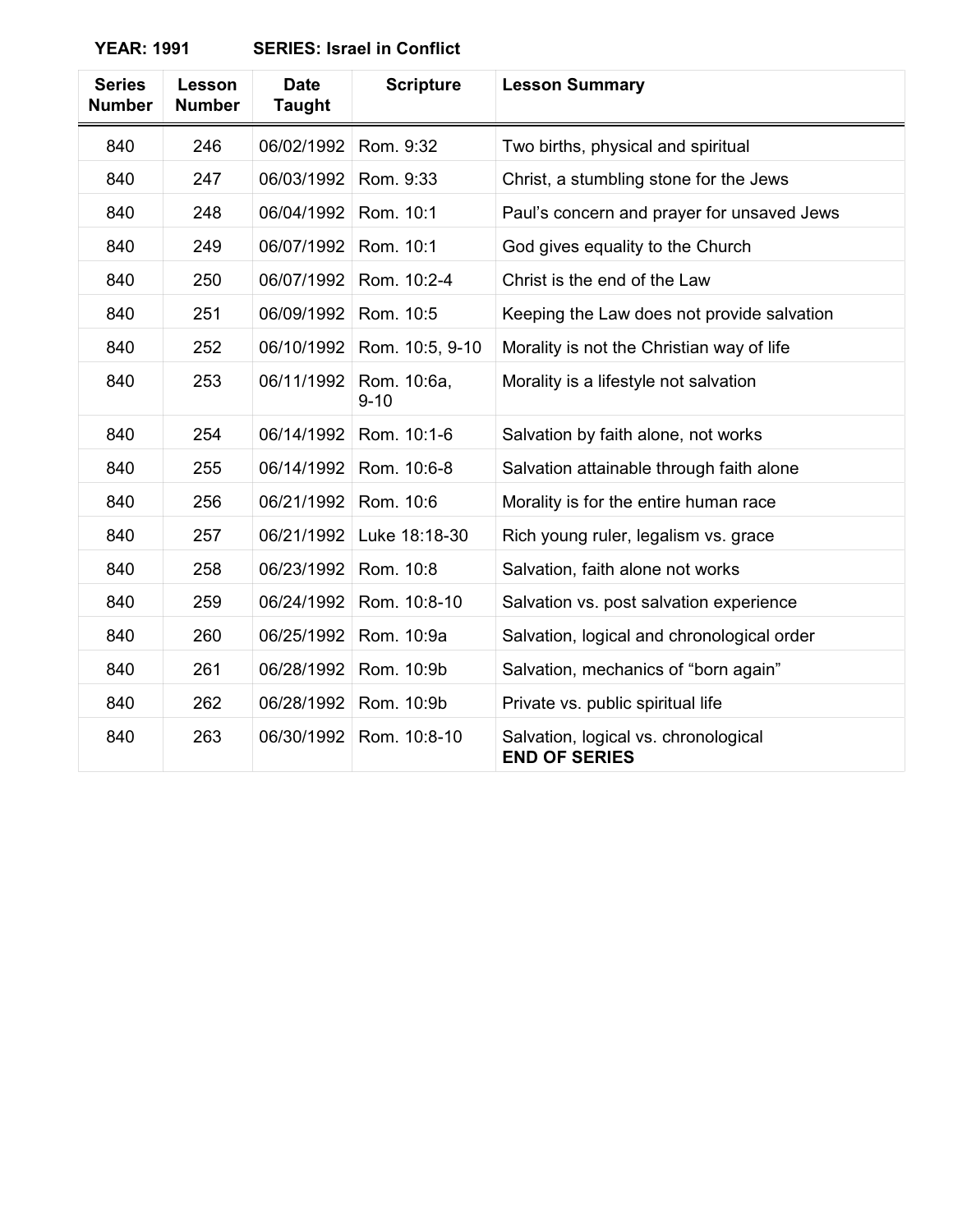**YEAR: 1991 SERIES: Israel in Conflict**

| Series Number | Lesson Number | Date Taught | Scripture | Lesson Summary |
|---|---|---|---|---|
| 840 | 246 | 06/02/1992 | Rom. 9:32 | Two births, physical and spiritual |
| 840 | 247 | 06/03/1992 | Rom. 9:33 | Christ, a stumbling stone for the Jews |
| 840 | 248 | 06/04/1992 | Rom. 10:1 | Paul's concern and prayer for unsaved Jews |
| 840 | 249 | 06/07/1992 | Rom. 10:1 | God gives equality to the Church |
| 840 | 250 | 06/07/1992 | Rom. 10:2-4 | Christ is the end of the Law |
| 840 | 251 | 06/09/1992 | Rom. 10:5 | Keeping the Law does not provide salvation |
| 840 | 252 | 06/10/1992 | Rom. 10:5, 9-10 | Morality is not the Christian way of life |
| 840 | 253 | 06/11/1992 | Rom. 10:6a, 9-10 | Morality is a lifestyle not salvation |
| 840 | 254 | 06/14/1992 | Rom. 10:1-6 | Salvation by faith alone, not works |
| 840 | 255 | 06/14/1992 | Rom. 10:6-8 | Salvation attainable through faith alone |
| 840 | 256 | 06/21/1992 | Rom. 10:6 | Morality is for the entire human race |
| 840 | 257 | 06/21/1992 | Luke 18:18-30 | Rich young ruler, legalism vs. grace |
| 840 | 258 | 06/23/1992 | Rom. 10:8 | Salvation, faith alone not works |
| 840 | 259 | 06/24/1992 | Rom. 10:8-10 | Salvation vs. post salvation experience |
| 840 | 260 | 06/25/1992 | Rom. 10:9a | Salvation, logical and chronological order |
| 840 | 261 | 06/28/1992 | Rom. 10:9b | Salvation, mechanics of "born again" |
| 840 | 262 | 06/28/1992 | Rom. 10:9b | Private vs. public spiritual life |
| 840 | 263 | 06/30/1992 | Rom. 10:8-10 | Salvation, logical vs. chronological **END OF SERIES** |